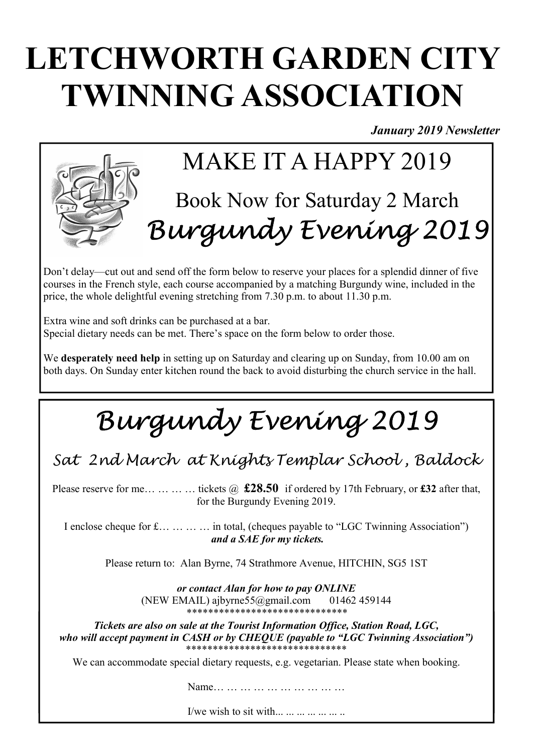# LETCHWORTH GARDEN CITY TWINNING ASSOCIATION

*January 2019 Newsletter*

## MAKE IT A HAPPY 2019

### Book Now for Saturday 2 March

## *Burgundy Evening 2019*

Don't delay—cut out and send off the form below to reserve your places for a splendid dinner of five courses in the French style, each course accompanied by a matching Burgundy wine, included in the price, the whole delightful evening stretching from 7.30 p.m. to about 11.30 p.m.

Extra wine and soft drinks can be purchased at a bar.
Special dietary needs can be met. There's space on the form below to order those.

We **desperately need help** in setting up on Saturday and clearing up on Sunday, from 10.00 am on both days. On Sunday enter kitchen round the back to avoid disturbing the church service in the hall.

## *Burgundy Evening 2019*

### *Sat 2nd March at Knights Templar School , Baldock*

Please reserve for me… … … … tickets @ **£28.50** if ordered by 17th February, or **£32** after that, for the Burgundy Evening 2019.

I enclose cheque for £… … … … in total, (cheques payable to "LGC Twinning Association") ***and a SAE for my tickets.***

Please return to: Alan Byrne, 74 Strathmore Avenue, HITCHIN, SG5 1ST

***or contact Alan for how to pay ONLINE***
(NEW EMAIL) ajbyrne55@gmail.com 01462 459144
******************************

***Tickets are also on sale at the Tourist Information Office, Station Road, LGC, who will accept payment in CASH or by CHEQUE (payable to "LGC Twinning Association")***
******************************

We can accommodate special dietary requests, e.g. vegetarian. Please state when booking.

Name… … … … … … … … … …

I/we wish to sit with... ... ... ... ... ... ..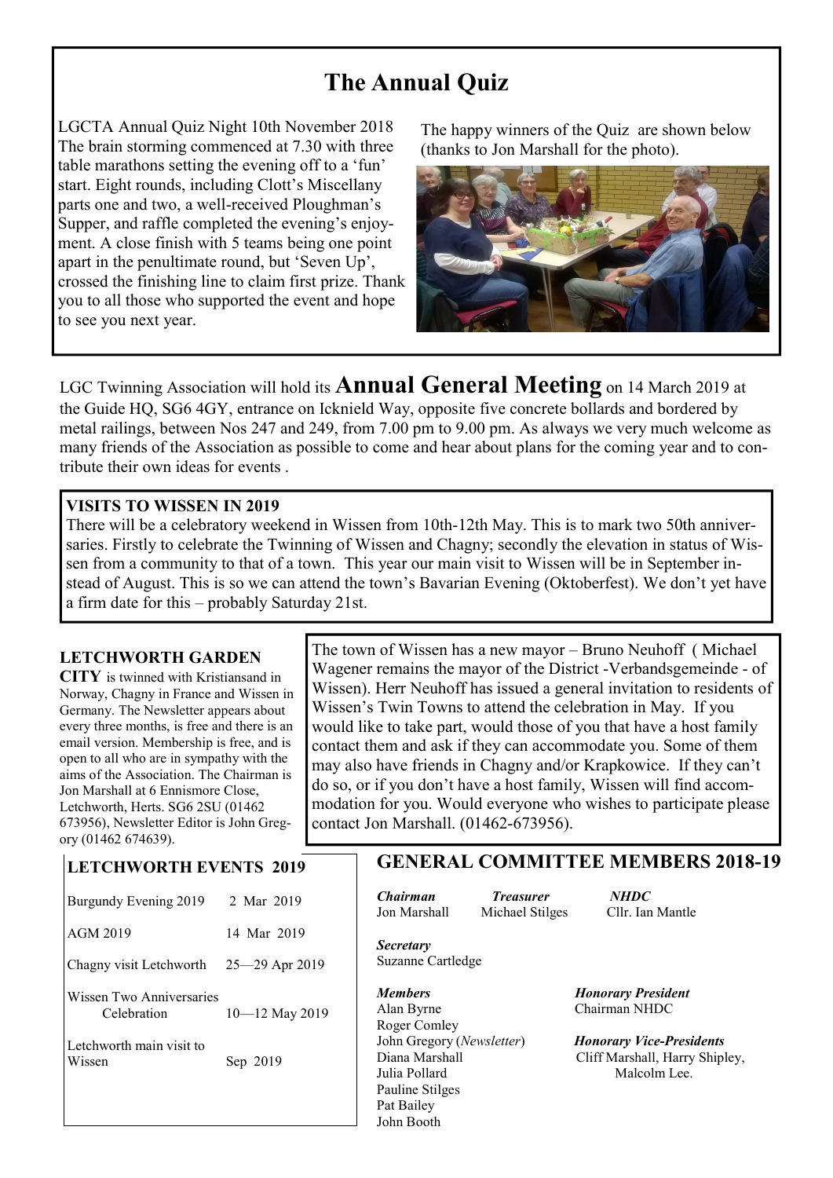## The Annual Quiz

LGCTA Annual Quiz Night 10th November 2018
The brain storming commenced at 7.30 with three table marathons setting the evening off to a 'fun' start. Eight rounds, including Clott's Miscellany parts one and two, a well-received Ploughman's Supper, and raffle completed the evening's enjoyment. A close finish with 5 teams being one point apart in the penultimate round, but 'Seven Up', crossed the finishing line to claim first prize. Thank you to all those who supported the event and hope to see you next year.

The happy winners of the Quiz are shown below (thanks to Jon Marshall for the photo).

LGC Twinning Association will hold its **Annual General Meeting** on 14 March 2019 at the Guide HQ, SG6 4GY, entrance on Icknield Way, opposite five concrete bollards and bordered by metal railings, between Nos 247 and 249, from 7.00 pm to 9.00 pm. As always we very much welcome as many friends of the Association as possible to come and hear about plans for the coming year and to contribute their own ideas for events .

### VISITS TO WISSEN IN 2019

There will be a celebratory weekend in Wissen from 10th-12th May. This is to mark two 50th anniversaries. Firstly to celebrate the Twinning of Wissen and Chagny; secondly the elevation in status of Wissen from a community to that of a town. This year our main visit to Wissen will be in September instead of August. This is so we can attend the town's Bavarian Evening (Oktoberfest). We don't yet have a firm date for this – probably Saturday 21st.

**LETCHWORTH GARDEN CITY** is twinned with Kristiansand in Norway, Chagny in France and Wissen in Germany. The Newsletter appears about every three months, is free and there is an email version. Membership is free, and is open to all who are in sympathy with the aims of the Association. The Chairman is Jon Marshall at 6 Ennismore Close, Letchworth, Herts. SG6 2SU (01462 673956), Newsletter Editor is John Gregory (01462 674639).

The town of Wissen has a new mayor – Bruno Neuhoff ( Michael Wagener remains the mayor of the District -Verbandsgemeinde - of Wissen). Herr Neuhoff has issued a general invitation to residents of Wissen's Twin Towns to attend the celebration in May. If you would like to take part, would those of you that have a host family contact them and ask if they can accommodate you. Some of them may also have friends in Chagny and/or Krapkowice. If they can't do so, or if you don't have a host family, Wissen will find accommodation for you. Would everyone who wishes to participate please contact Jon Marshall. (01462-673956).

### LETCHWORTH EVENTS 2019

| | |
|---|---|
| Burgundy Evening 2019 | 2 Mar 2019 |
| AGM 2019 | 14 Mar 2019 |
| Chagny visit Letchworth | 25—29 Apr 2019 |
| Wissen Two Anniversaries Celebration | 10—12 May 2019 |
| Letchworth main visit to Wissen | Sep 2019 |

### GENERAL COMMITTEE MEMBERS 2018-19

***Chairman***
Jon Marshall

***Treasurer***
Michael Stilges

***NHDC***
Cllr. Ian Mantle

***Secretary***
Suzanne Cartledge

***Members***
Alan Byrne
Roger Comley
John Gregory (*Newsletter*)
Diana Marshall
Julia Pollard
Pauline Stilges
Pat Bailey
John Booth

***Honorary President***
Chairman NHDC

***Honorary Vice-Presidents***
Cliff Marshall, Harry Shipley, Malcolm Lee.